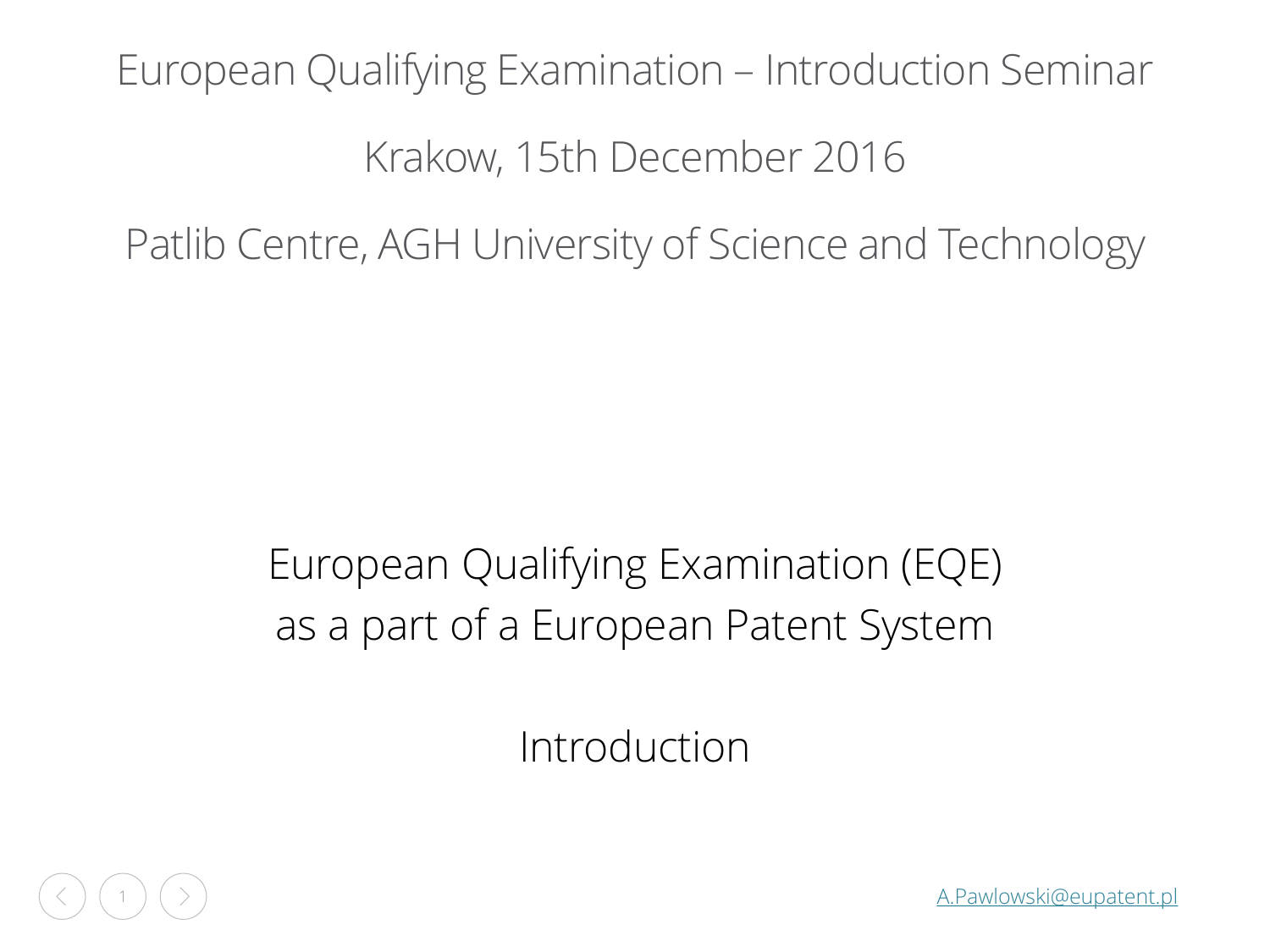# European Qualifying Examination – Introduction Seminar

Krakow, 15th December 2016

Patlib Centre, AGH University of Science and Technology

## European Qualifying Examination (EQE) as a part of a European Patent System

Introduction

A.Pawlowski@eupatent.pl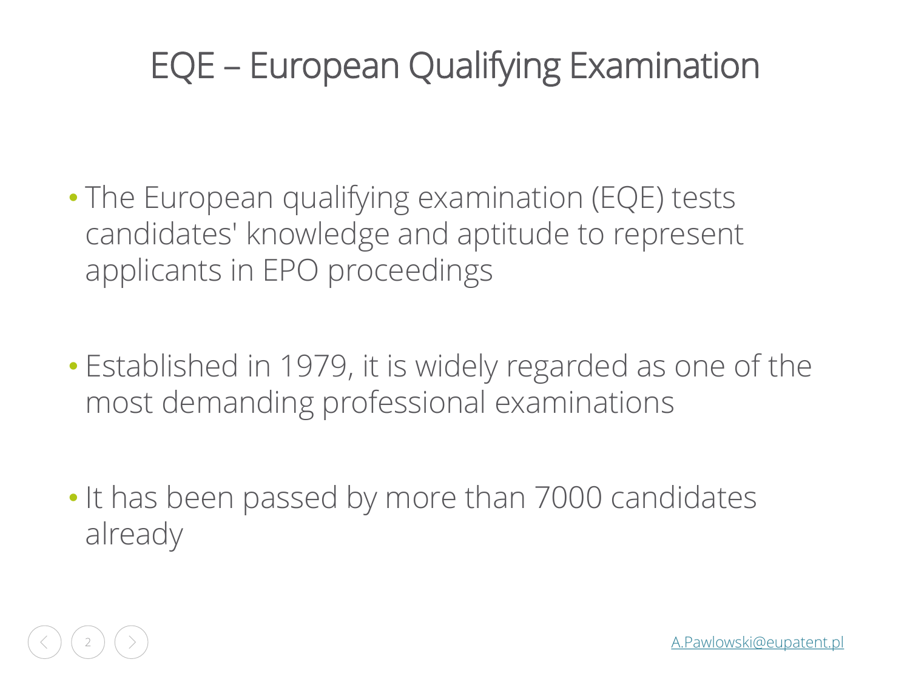# EQE – European Qualifying Examination

- The European qualifying examination (EQE) tests candidates' knowledge and aptitude to represent applicants in EPO proceedings
- Established in 1979, it is widely regarded as one of the most demanding professional examinations
- It has been passed by more than 7000 candidates already

A.Pawlowski@eupatent.pl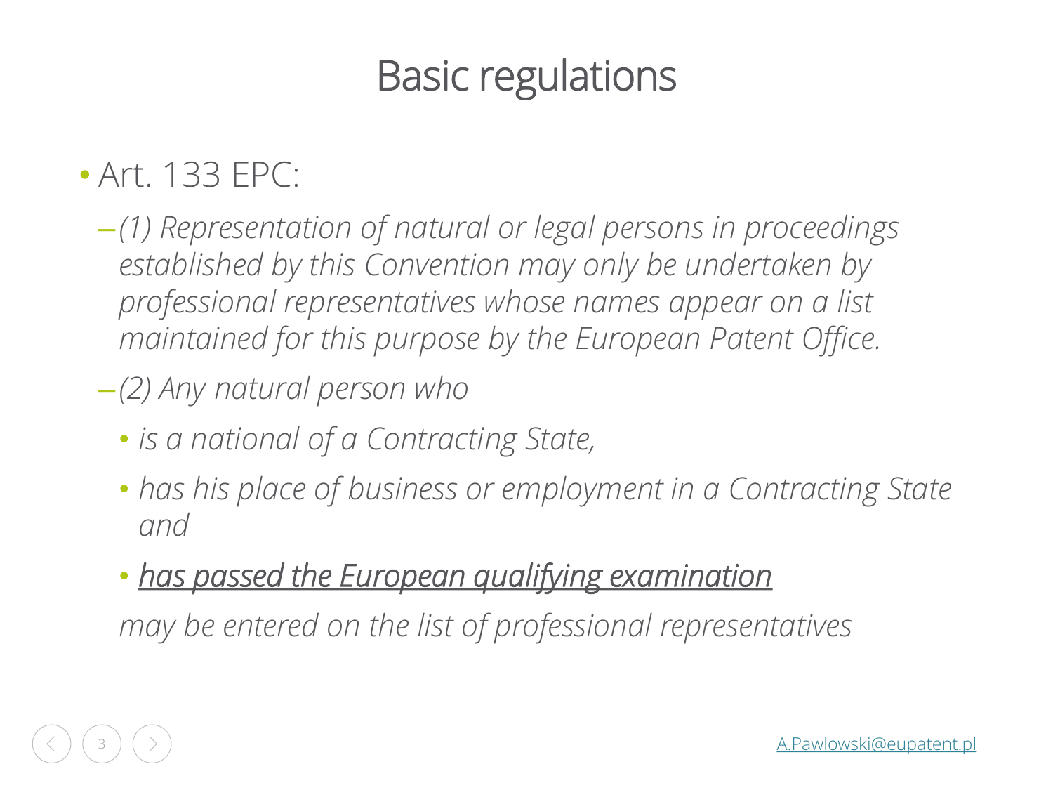# Basic regulations

- Art. 133 EPC:
  - *(1) Representation of natural or legal persons in proceedings established by this Convention may only be undertaken by professional representatives whose names appear on a list maintained for this purpose by the European Patent Office.*
  - *(2) Any natural person who*
    - *is a national of a Contracting State,*
    - *has his place of business or employment in a Contracting State and*
    - ***has passed the European qualifying examination***

    *may be entered on the list of professional representatives*

A.Pawlowski@eupatent.pl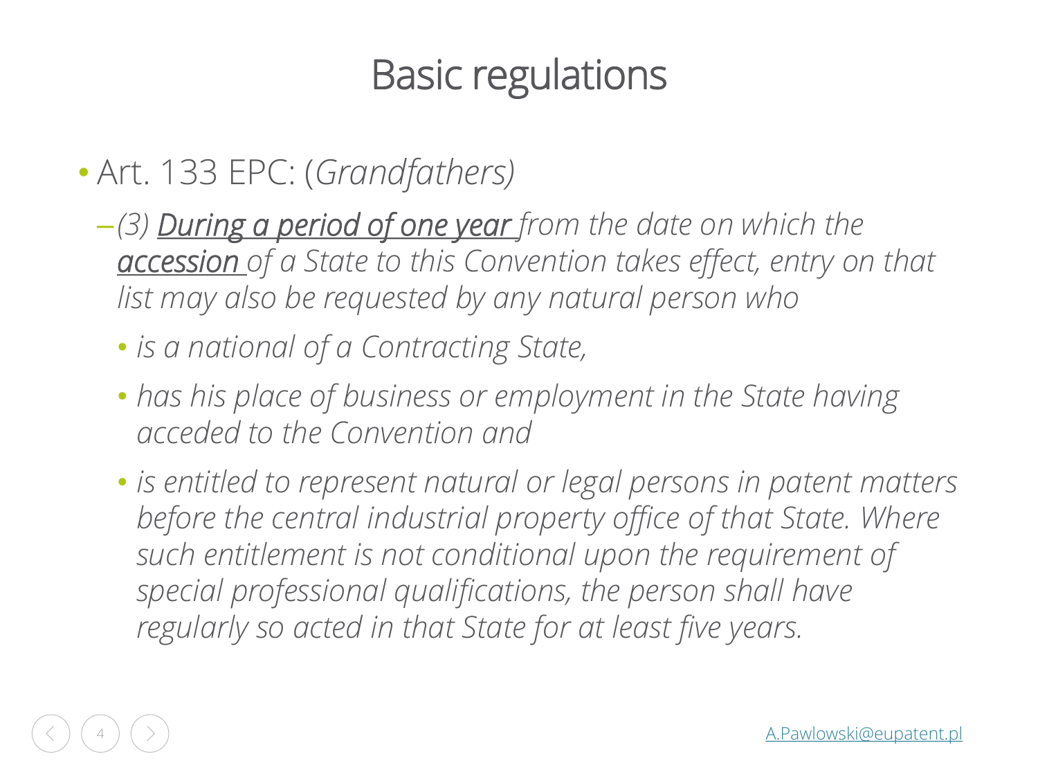# Basic regulations

- Art. 133 EPC: (*Grandfathers)*
  - *(3)* ***During a period of one year*** *from the date on which the* ***accession*** *of a State to this Convention takes effect, entry on that list may also be requested by any natural person who*
    - *is a national of a Contracting State,*
    - *has his place of business or employment in the State having acceded to the Convention and*
    - *is entitled to represent natural or legal persons in patent matters before the central industrial property office of that State. Where such entitlement is not conditional upon the requirement of special professional qualifications, the person shall have regularly so acted in that State for at least five years.*

A.Pawlowski@eupatent.pl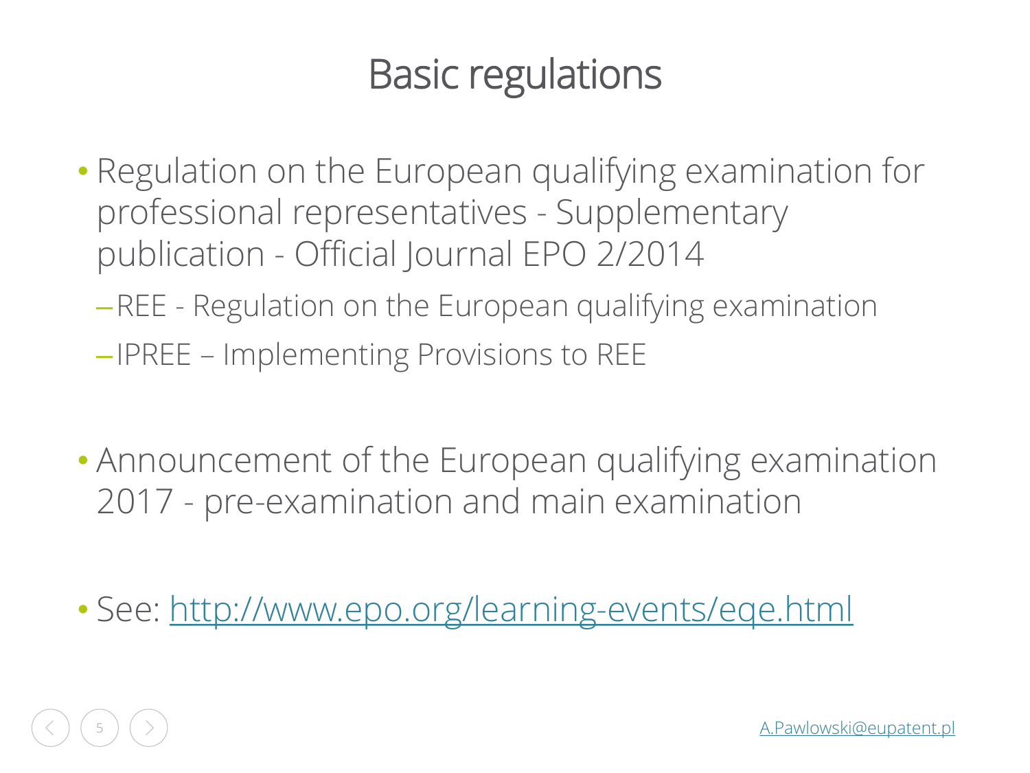# Basic regulations

- Regulation on the European qualifying examination for professional representatives - Supplementary publication - Official Journal EPO 2/2014
  - REE - Regulation on the European qualifying examination
  - IPREE – Implementing Provisions to REE

- Announcement of the European qualifying examination 2017 - pre-examination and main examination

- See: [http://www.epo.org/learning-events/eqe.html](http://www.epo.org/learning-events/eqe.html)

A.Pawlowski@eupatent.pl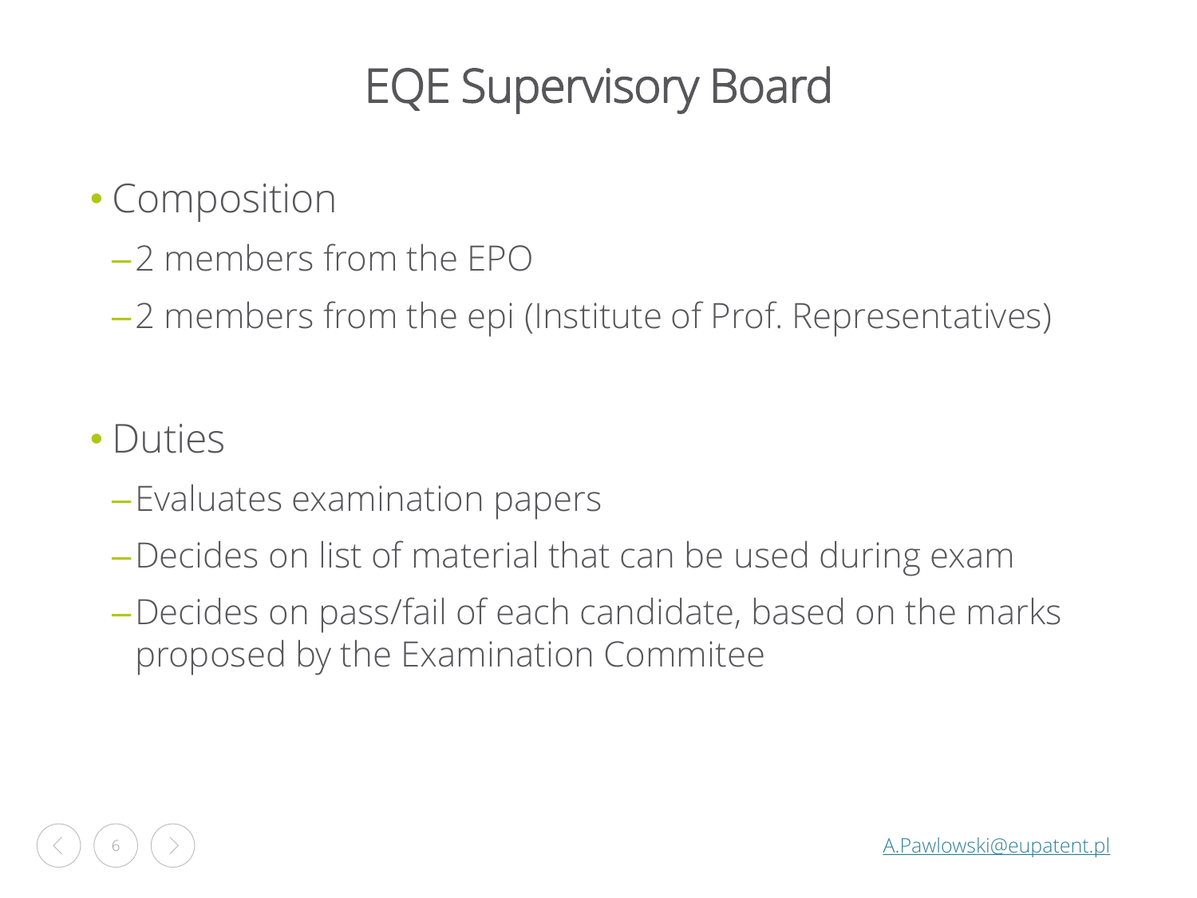# EQE Supervisory Board

- Composition
  - 2 members from the EPO
  - 2 members from the epi (Institute of Prof. Representatives)

- Duties
  - Evaluates examination papers
  - Decides on list of material that can be used during exam
  - Decides on pass/fail of each candidate, based on the marks proposed by the Examination Commitee

A.Pawlowski@eupatent.pl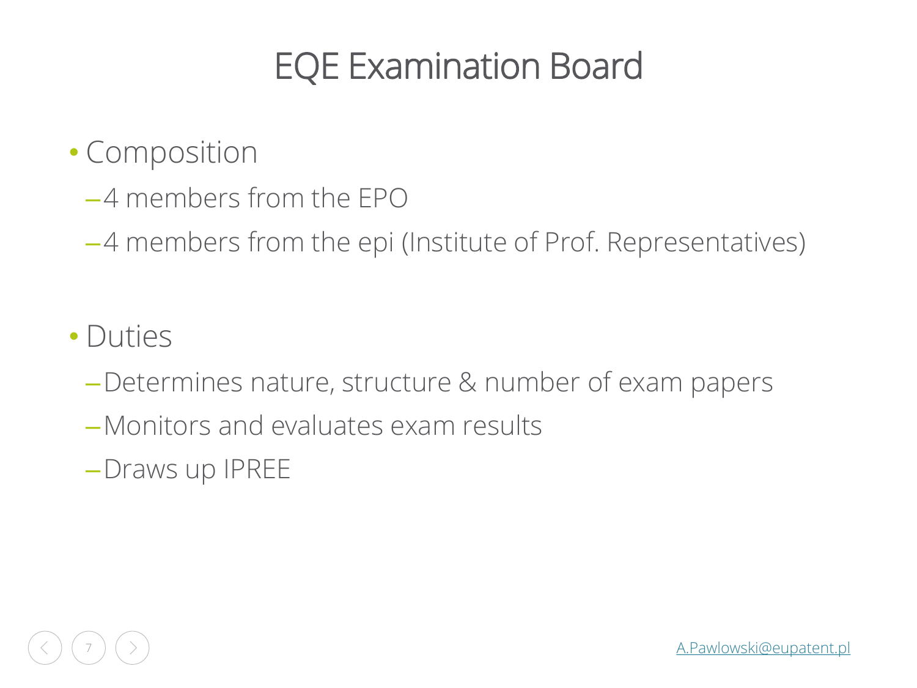# EQE Examination Board

- Composition
  - 4 members from the EPO
  - 4 members from the epi (Institute of Prof. Representatives)

- Duties
  - Determines nature, structure & number of exam papers
  - Monitors and evaluates exam results
  - Draws up IPREE

A.Pawlowski@eupatent.pl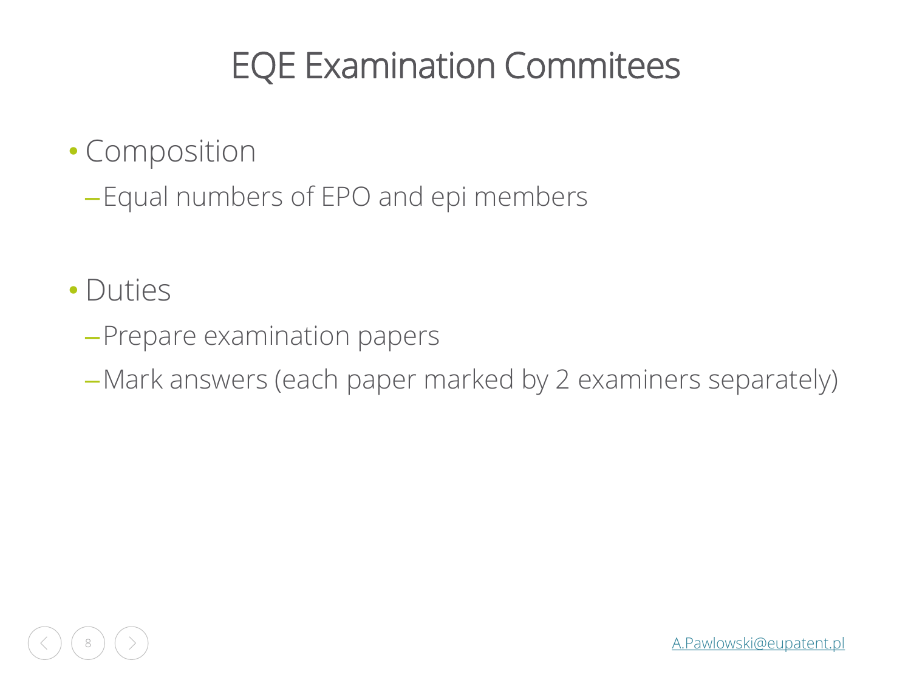# EQE Examination Commitees

- Composition
  - Equal numbers of EPO and epi members

- Duties
  - Prepare examination papers
  - Mark answers (each paper marked by 2 examiners separately)

A.Pawlowski@eupatent.pl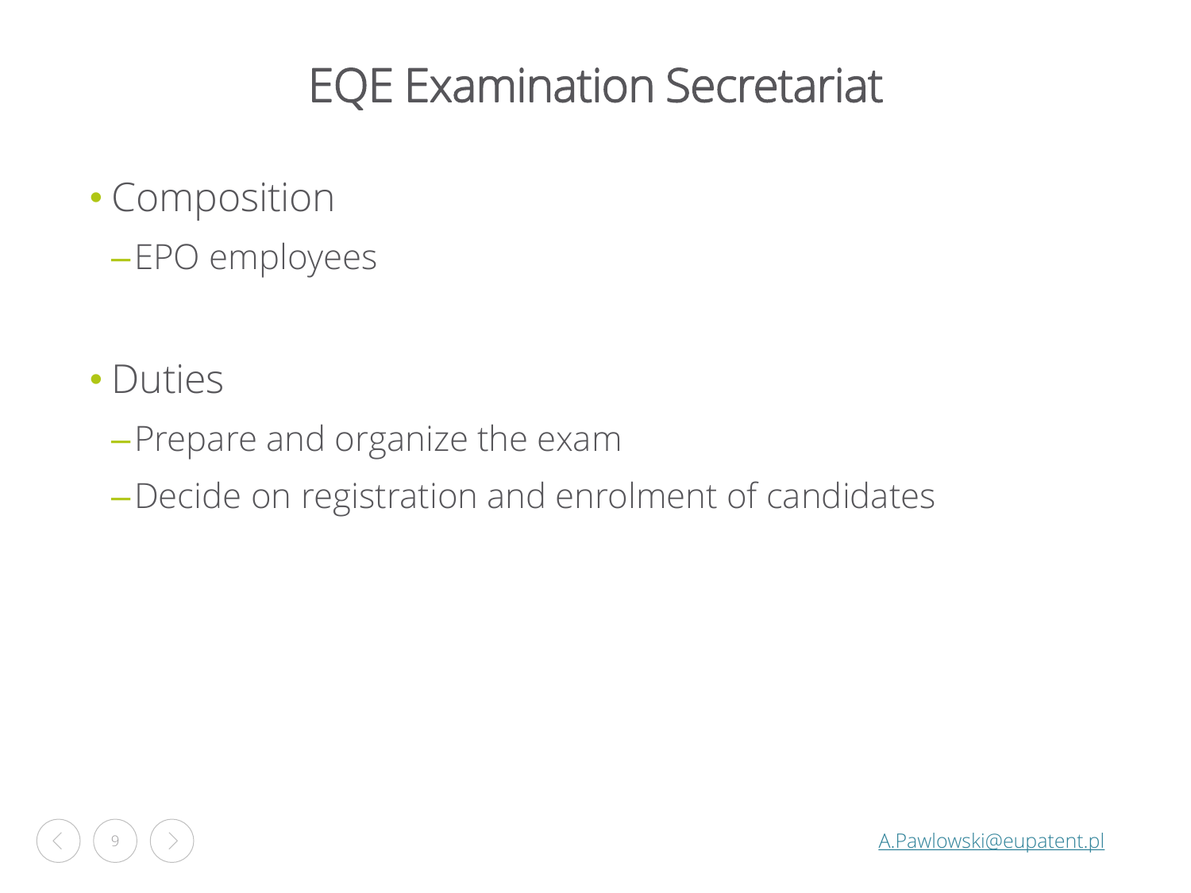# EQE Examination Secretariat

- Composition
  - EPO employees

- Duties
  - Prepare and organize the exam
  - Decide on registration and enrolment of candidates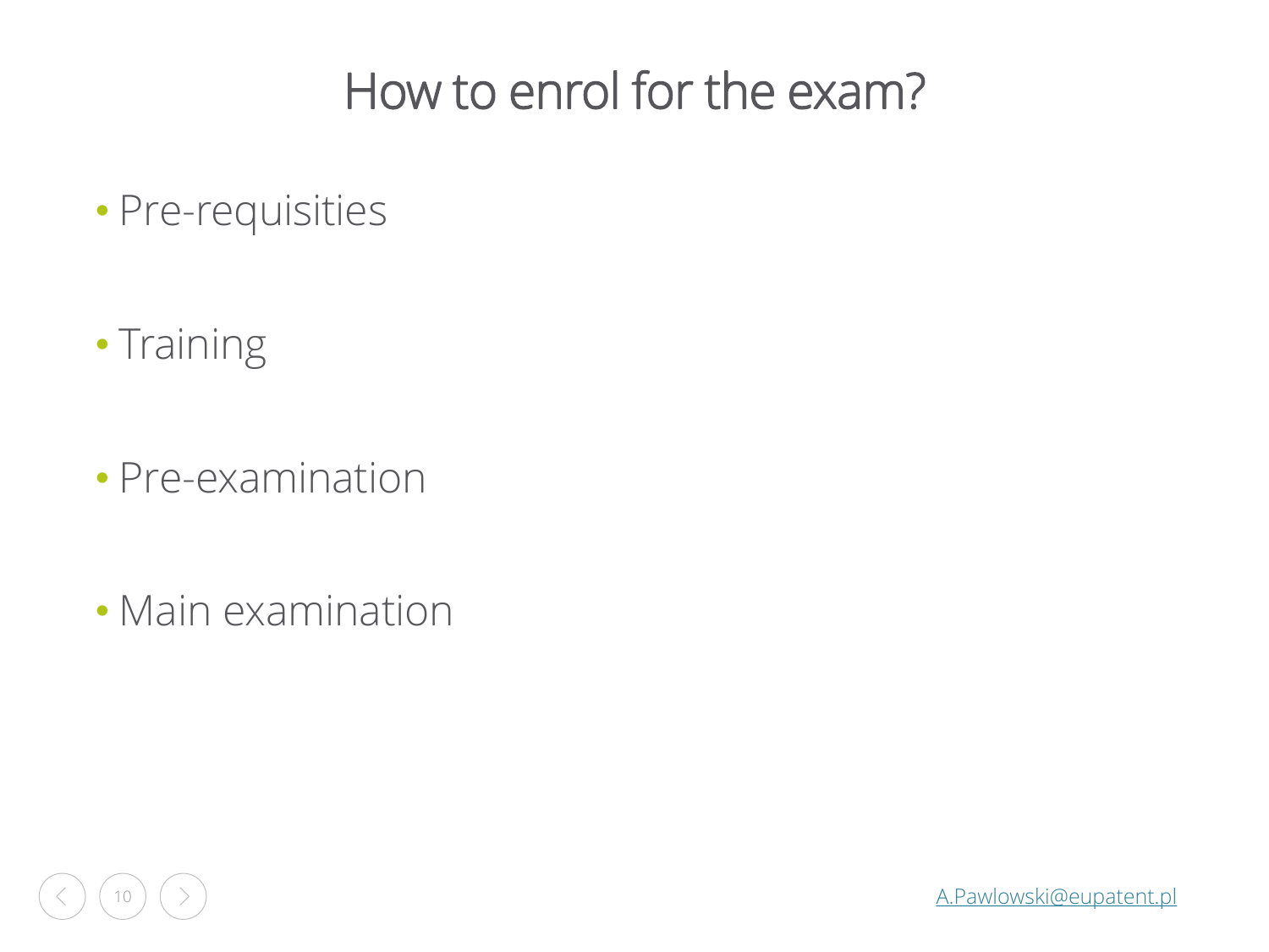# How to enrol for the exam?

- Pre-requisities
- Training
- Pre-examination
- Main examination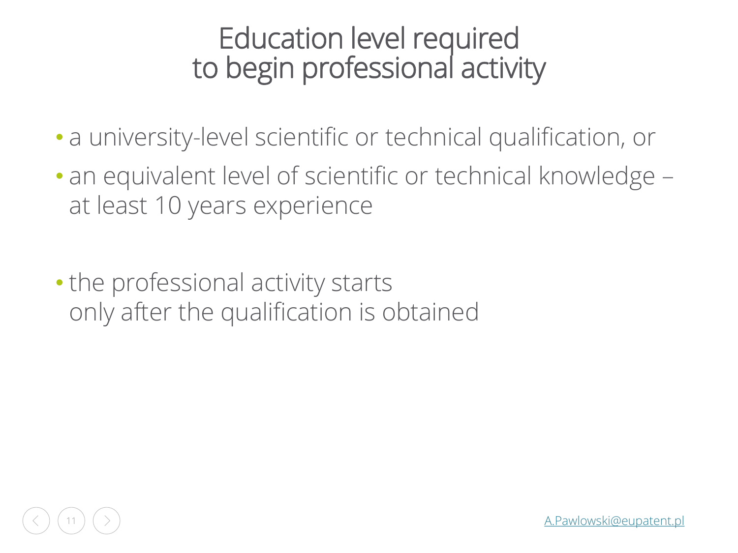# Education level required to begin professional activity

- a university-level scientific or technical qualification, or
- an equivalent level of scientific or technical knowledge – at least 10 years experience

- the professional activity starts only after the qualification is obtained

A.Pawlowski@eupatent.pl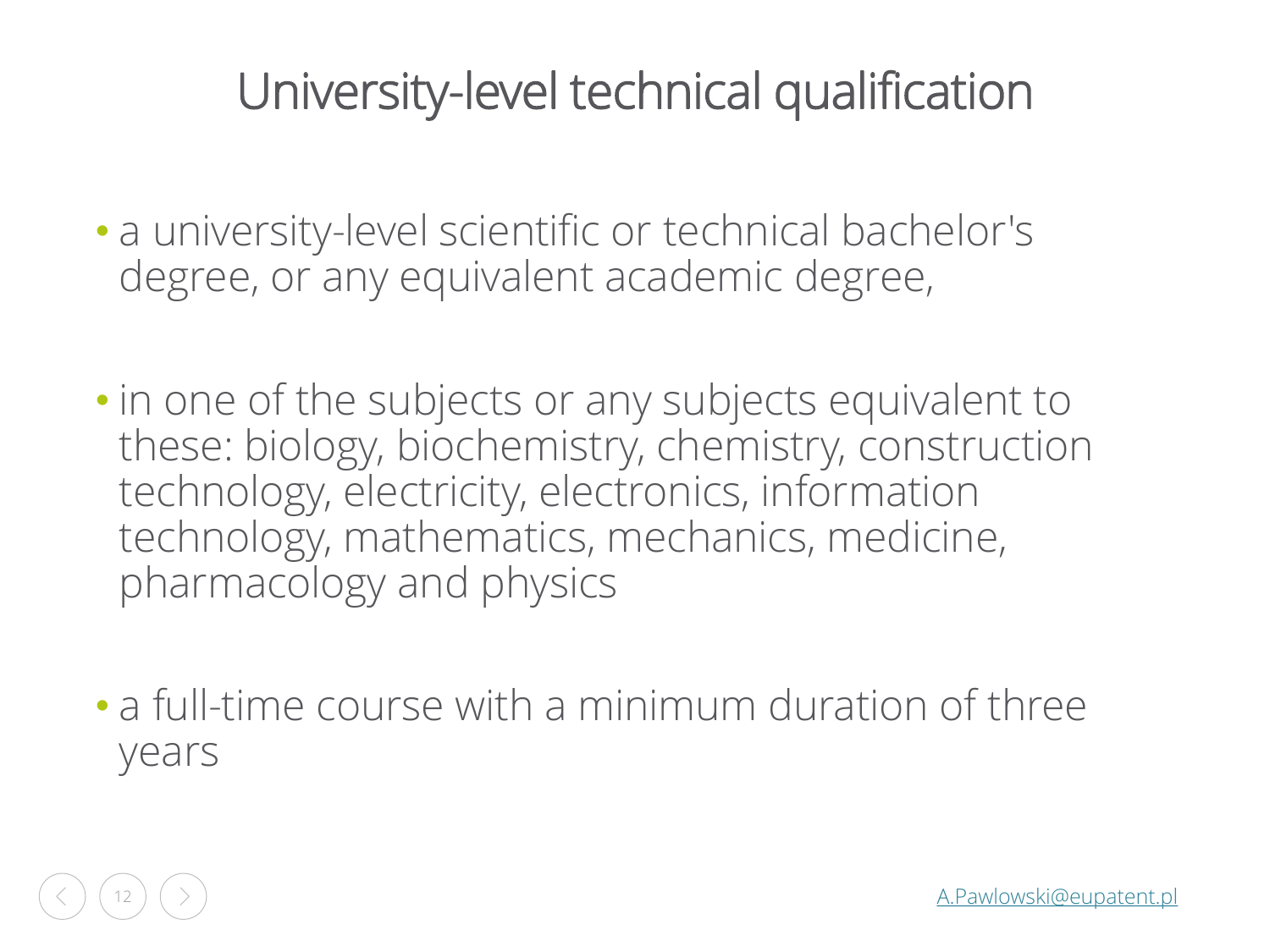# University-level technical qualification

- a university-level scientific or technical bachelor's degree, or any equivalent academic degree,

- in one of the subjects or any subjects equivalent to these: biology, biochemistry, chemistry, construction technology, electricity, electronics, information technology, mathematics, mechanics, medicine, pharmacology and physics

- a full-time course with a minimum duration of three years

A.Pawlowski@eupatent.pl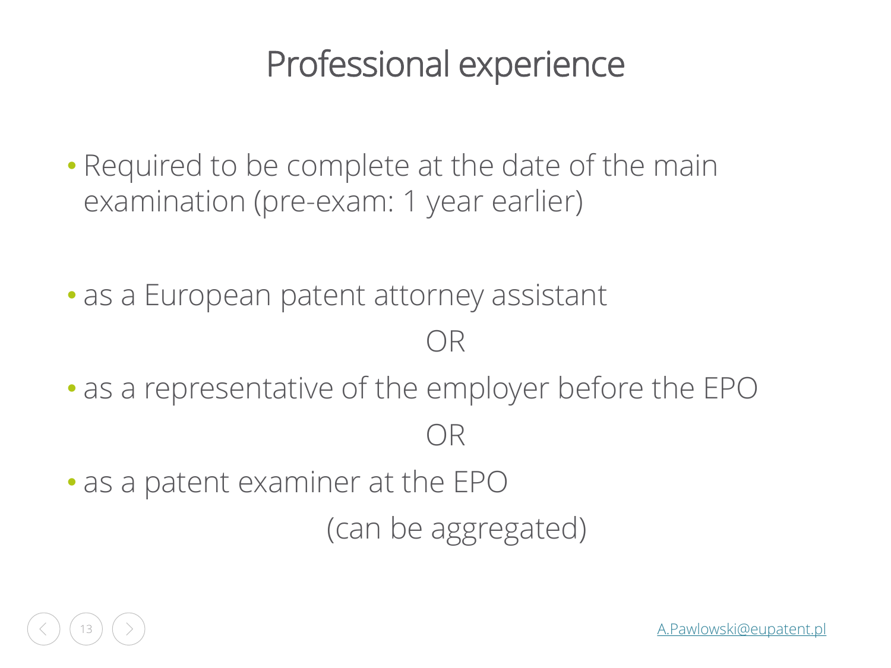# Professional experience

- Required to be complete at the date of the main examination (pre-exam: 1 year earlier)

- as a European patent attorney assistant

OR

- as a representative of the employer before the EPO

OR

- as a patent examiner at the EPO

(can be aggregated)

A.Pawlowski@eupatent.pl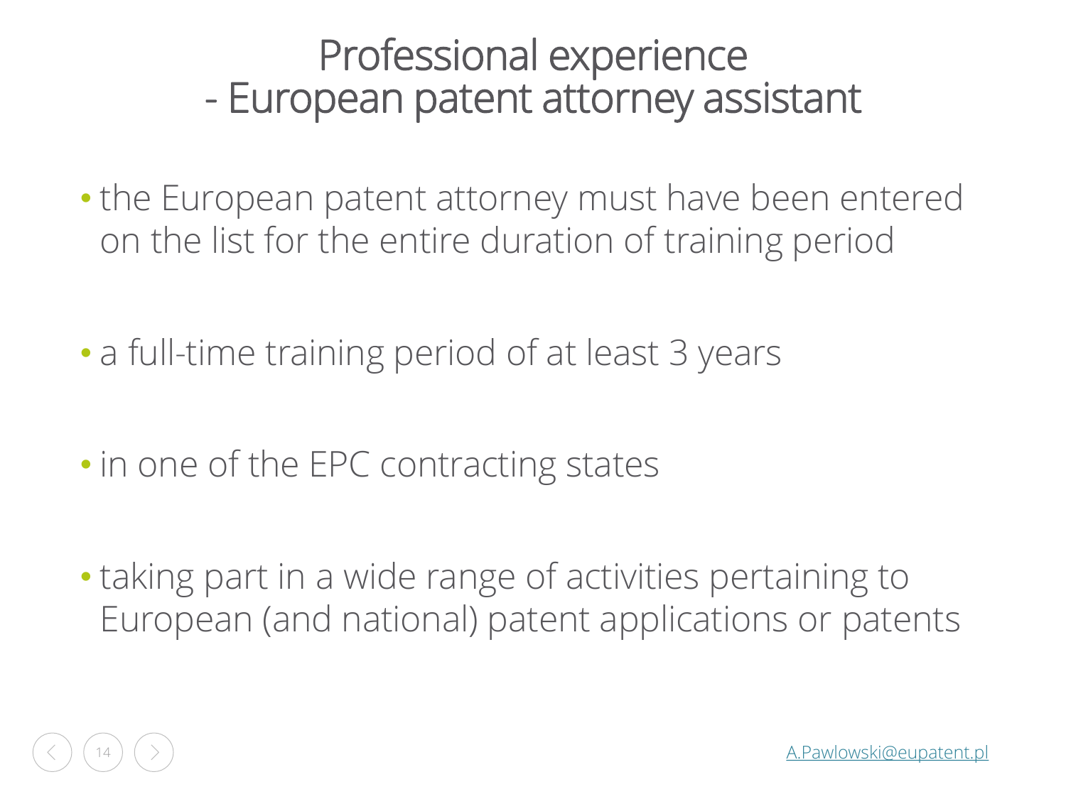# Professional experience
# - European patent attorney assistant

- the European patent attorney must have been entered on the list for the entire duration of training period
- a full-time training period of at least 3 years
- in one of the EPC contracting states
- taking part in a wide range of activities pertaining to European (and national) patent applications or patents

A.Pawlowski@eupatent.pl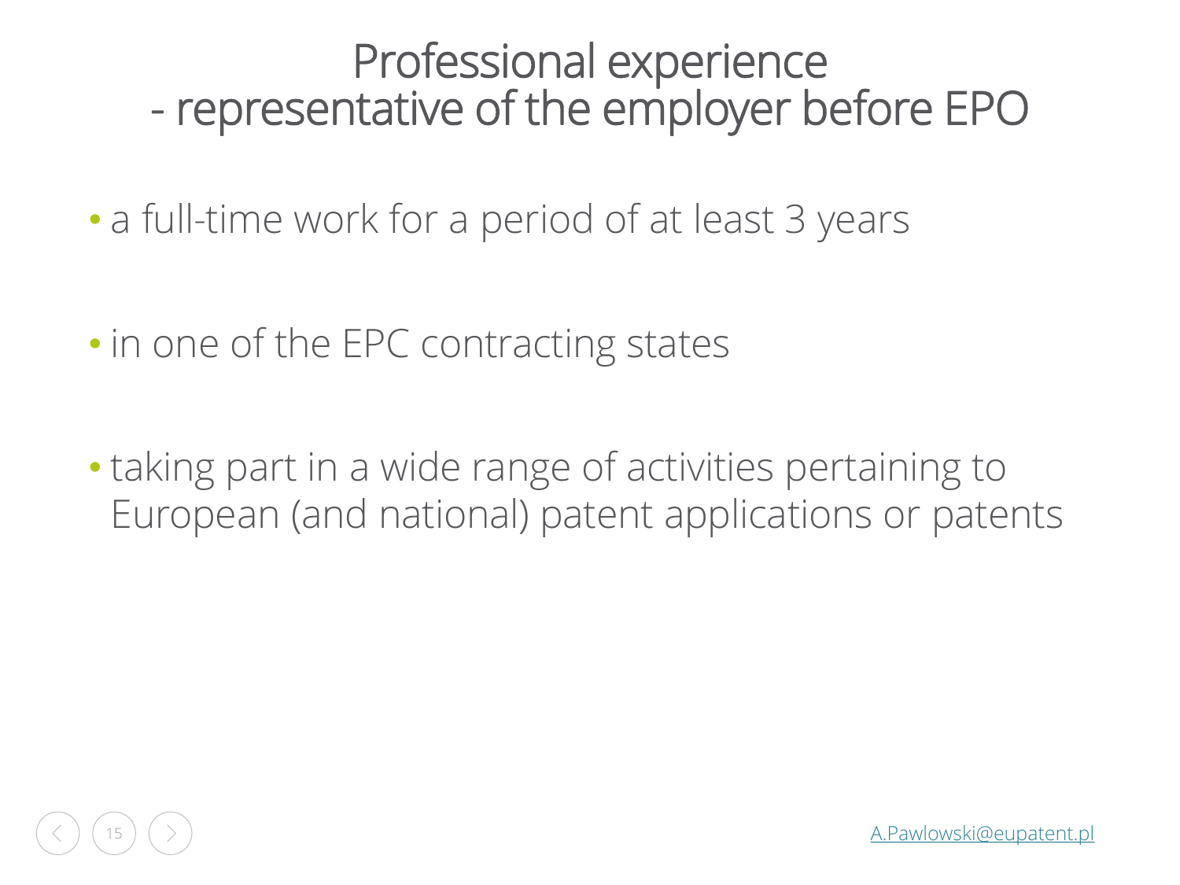# Professional experience
# - representative of the employer before EPO

- a full-time work for a period of at least 3 years

- in one of the EPC contracting states

- taking part in a wide range of activities pertaining to European (and national) patent applications or patents

A.Pawlowski@eupatent.pl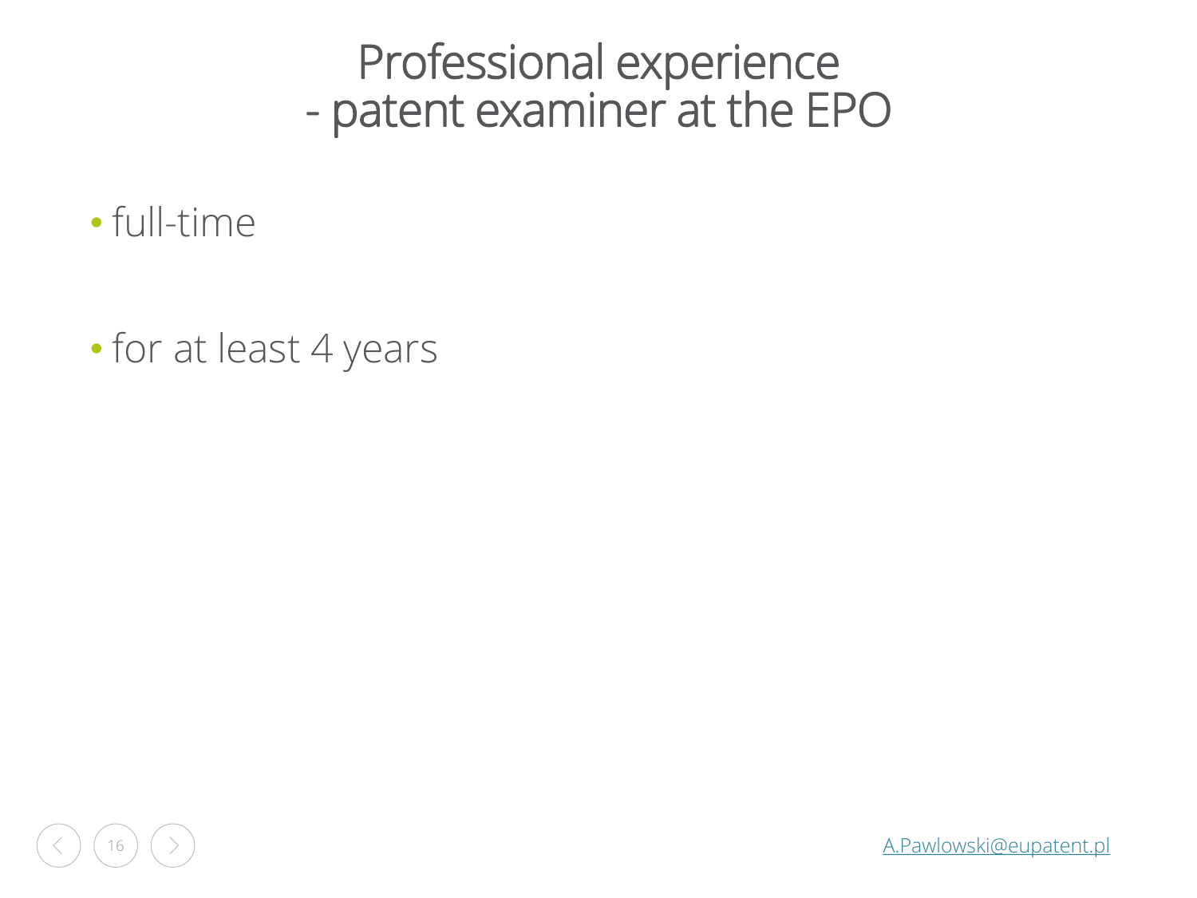# Professional experience
# - patent examiner at the EPO

- full-time

- for at least 4 years

A.Pawlowski@eupatent.pl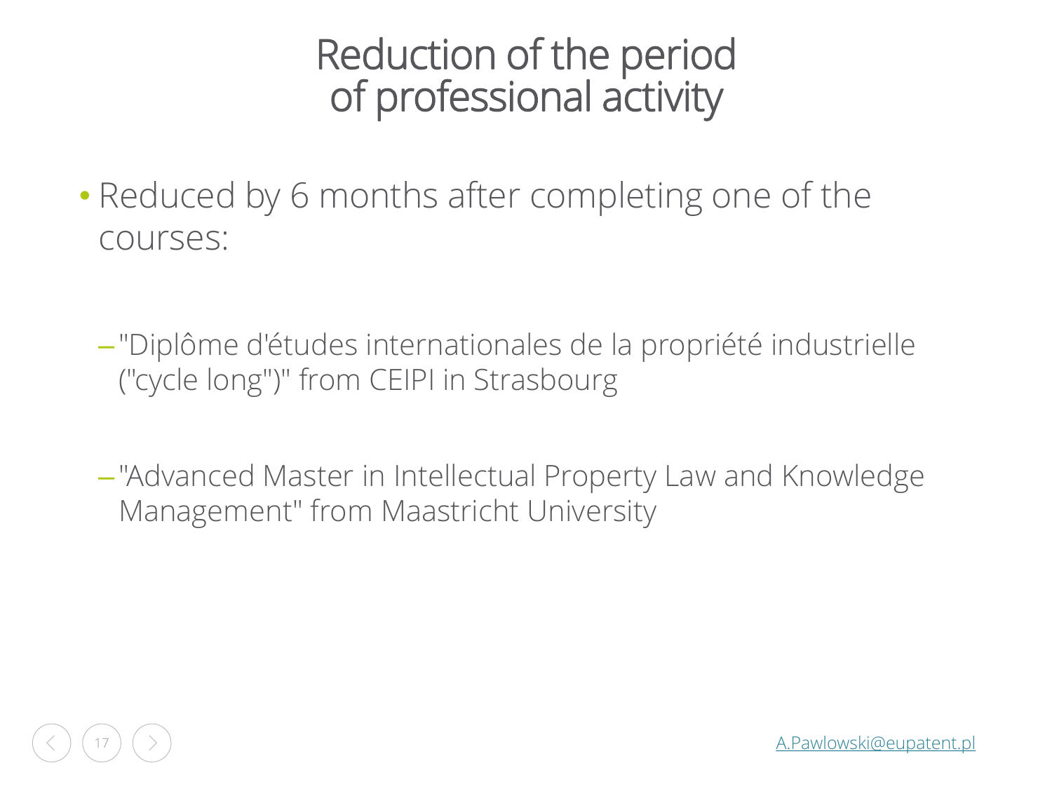# Reduction of the period of professional activity

- Reduced by 6 months after completing one of the courses:
  - "Diplôme d'études internationales de la propriété industrielle ("cycle long")" from CEIPI in Strasbourg
  - "Advanced Master in Intellectual Property Law and Knowledge Management" from Maastricht University

A.Pawlowski@eupatent.pl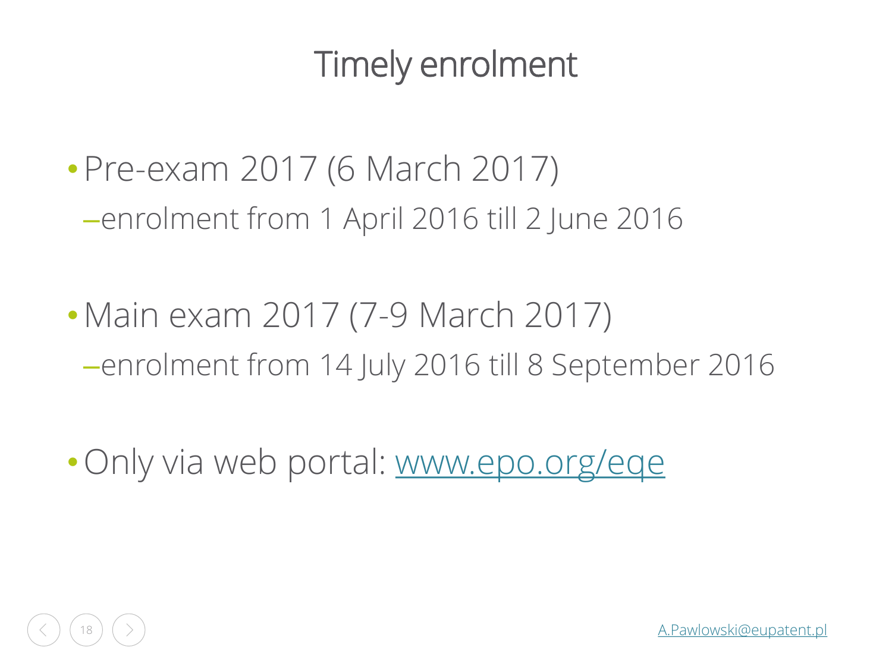# Timely enrolment

- Pre-exam 2017 (6 March 2017)
  - enrolment from 1 April 2016 till 2 June 2016

- Main exam 2017 (7-9 March 2017)
  - enrolment from 14 July 2016 till 8 September 2016

- Only via web portal: www.epo.org/eqe

A.Pawlowski@eupatent.pl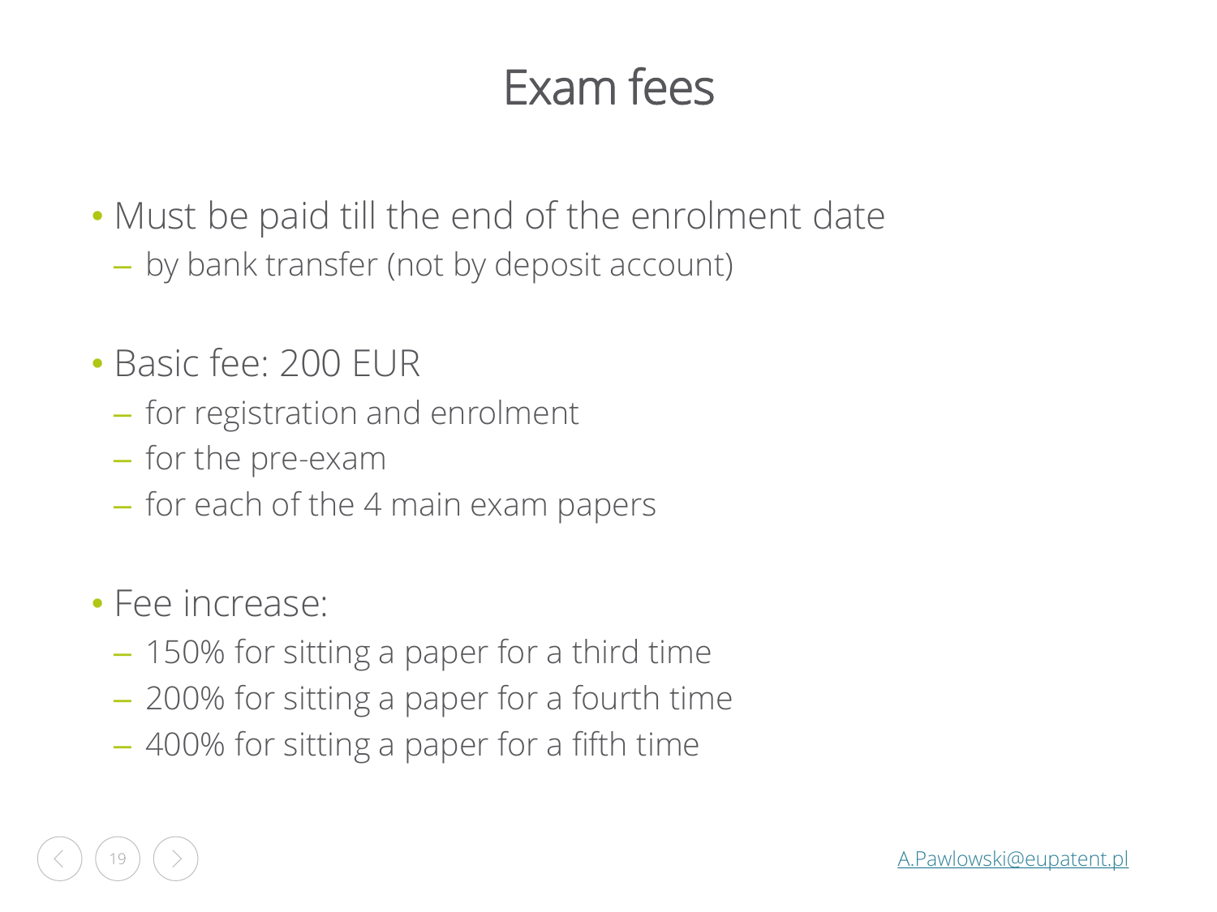# Exam fees

- Must be paid till the end of the enrolment date
  - by bank transfer (not by deposit account)

- Basic fee: 200 EUR
  - for registration and enrolment
  - for the pre-exam
  - for each of the 4 main exam papers

- Fee increase:
  - 150% for sitting a paper for a third time
  - 200% for sitting a paper for a fourth time
  - 400% for sitting a paper for a fifth time

A.Pawlowski@eupatent.pl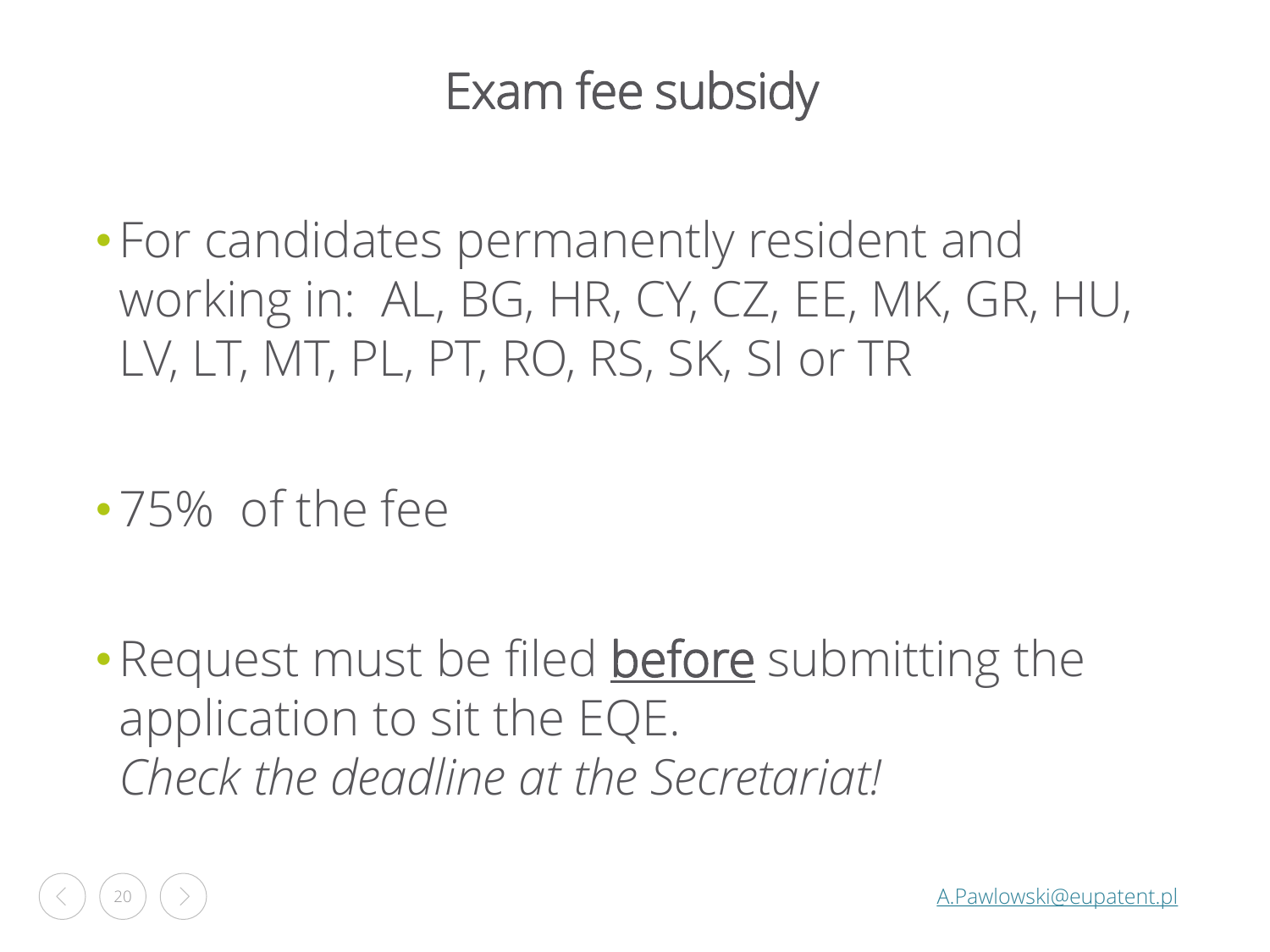# Exam fee subsidy

- For candidates permanently resident and working in: AL, BG, HR, CY, CZ, EE, MK, GR, HU, LV, LT, MT, PL, PT, RO, RS, SK, SI or TR

- 75% of the fee

- Request must be filed before submitting the application to sit the EQE.
  *Check the deadline at the Secretariat!*

A.Pawlowski@eupatent.pl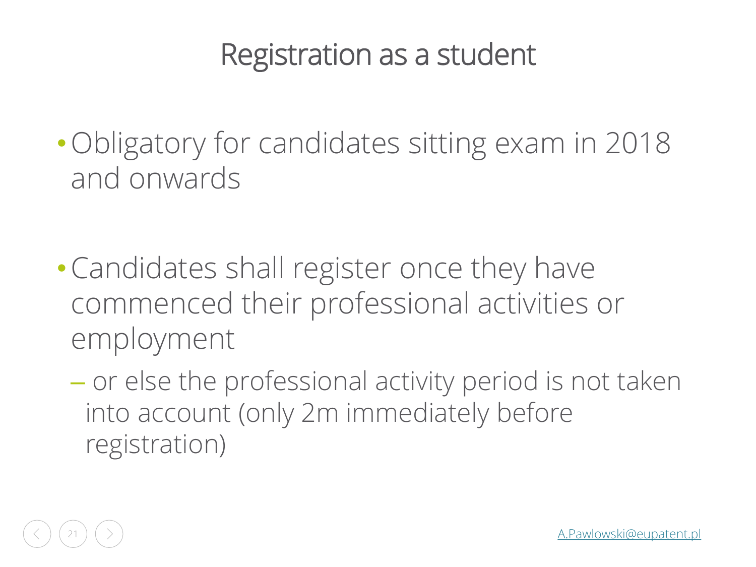# Registration as a student

- Obligatory for candidates sitting exam in 2018 and onwards

- Candidates shall register once they have commenced their professional activities or employment
  - or else the professional activity period is not taken into account (only 2m immediately before registration)

A.Pawlowski@eupatent.pl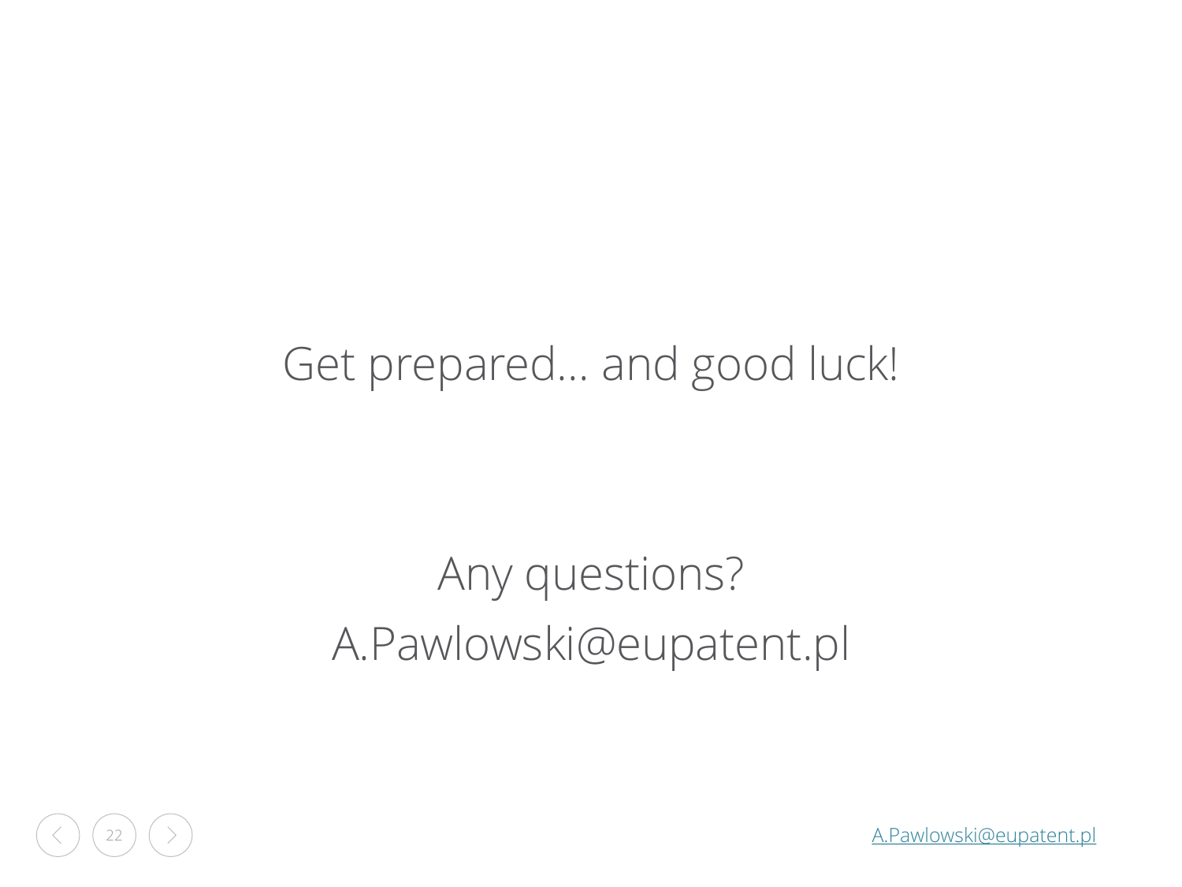Get prepared... and good luck!

Any questions?

A.Pawlowski@eupatent.pl